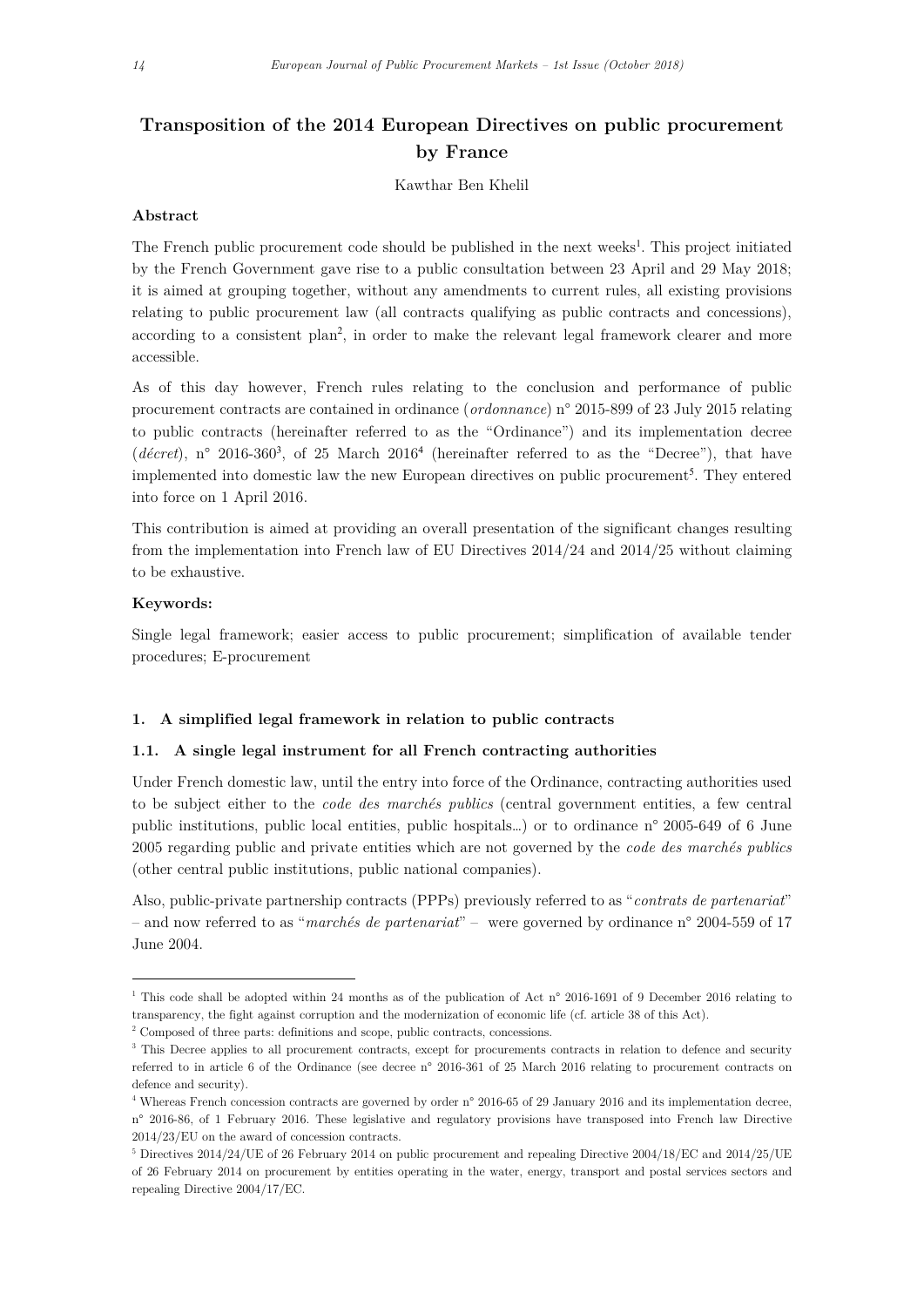# Transposition of the 2014 European Directives on public procurement by France

Kawthar Ben Khelil

### Abstract

The French public procurement code should be published in the next weeks[1]. This project initiated by the French Government gave rise to a public consultation between 23 April and 29 May 2018; it is aimed at grouping together, without any amendments to current rules, all existing provisions relating to public procurement law (all contracts qualifying as public contracts and concessions), according to a consistent plan[2], in order to make the relevant legal framework clearer and more accessible.

As of this day however, French rules relating to the conclusion and performance of public procurement contracts are contained in ordinance (*ordonnance*) n° 2015-899 of 23 July 2015 relating to public contracts (hereinafter referred to as the "Ordinance") and its implementation decree (*décret*), n° 2016-360[3], of 25 March 2016[4] (hereinafter referred to as the "Decree"), that have implemented into domestic law the new European directives on public procurement[5]. They entered into force on 1 April 2016.

This contribution is aimed at providing an overall presentation of the significant changes resulting from the implementation into French law of EU Directives 2014/24 and 2014/25 without claiming to be exhaustive.

### Keywords:

Single legal framework; easier access to public procurement; simplification of available tender procedures; E-procurement

## 1. A simplified legal framework in relation to public contracts

### 1.1. A single legal instrument for all French contracting authorities

Under French domestic law, until the entry into force of the Ordinance, contracting authorities used to be subject either to the *code des marchés publics* (central government entities, a few central public institutions, public local entities, public hospitals…) or to ordinance n° 2005-649 of 6 June 2005 regarding public and private entities which are not governed by the *code des marchés publics* (other central public institutions, public national companies).

Also, public-private partnership contracts (PPPs) previously referred to as "*contrats de partenariat*" – and now referred to as "*marchés de partenariat*" – were governed by ordinance n° 2004-559 of 17 June 2004.

---

[1] This code shall be adopted within 24 months as of the publication of Act n° 2016-1691 of 9 December 2016 relating to transparency, the fight against corruption and the modernization of economic life (cf. article 38 of this Act).

[2] Composed of three parts: definitions and scope, public contracts, concessions.

[3] This Decree applies to all procurement contracts, except for procurements contracts in relation to defence and security referred to in article 6 of the Ordinance (see decree n° 2016-361 of 25 March 2016 relating to procurement contracts on defence and security).

[4] Whereas French concession contracts are governed by order n° 2016-65 of 29 January 2016 and its implementation decree, n° 2016-86, of 1 February 2016. These legislative and regulatory provisions have transposed into French law Directive 2014/23/EU on the award of concession contracts.

[5] Directives 2014/24/UE of 26 February 2014 on public procurement and repealing Directive 2004/18/EC and 2014/25/UE of 26 February 2014 on procurement by entities operating in the water, energy, transport and postal services sectors and repealing Directive 2004/17/EC.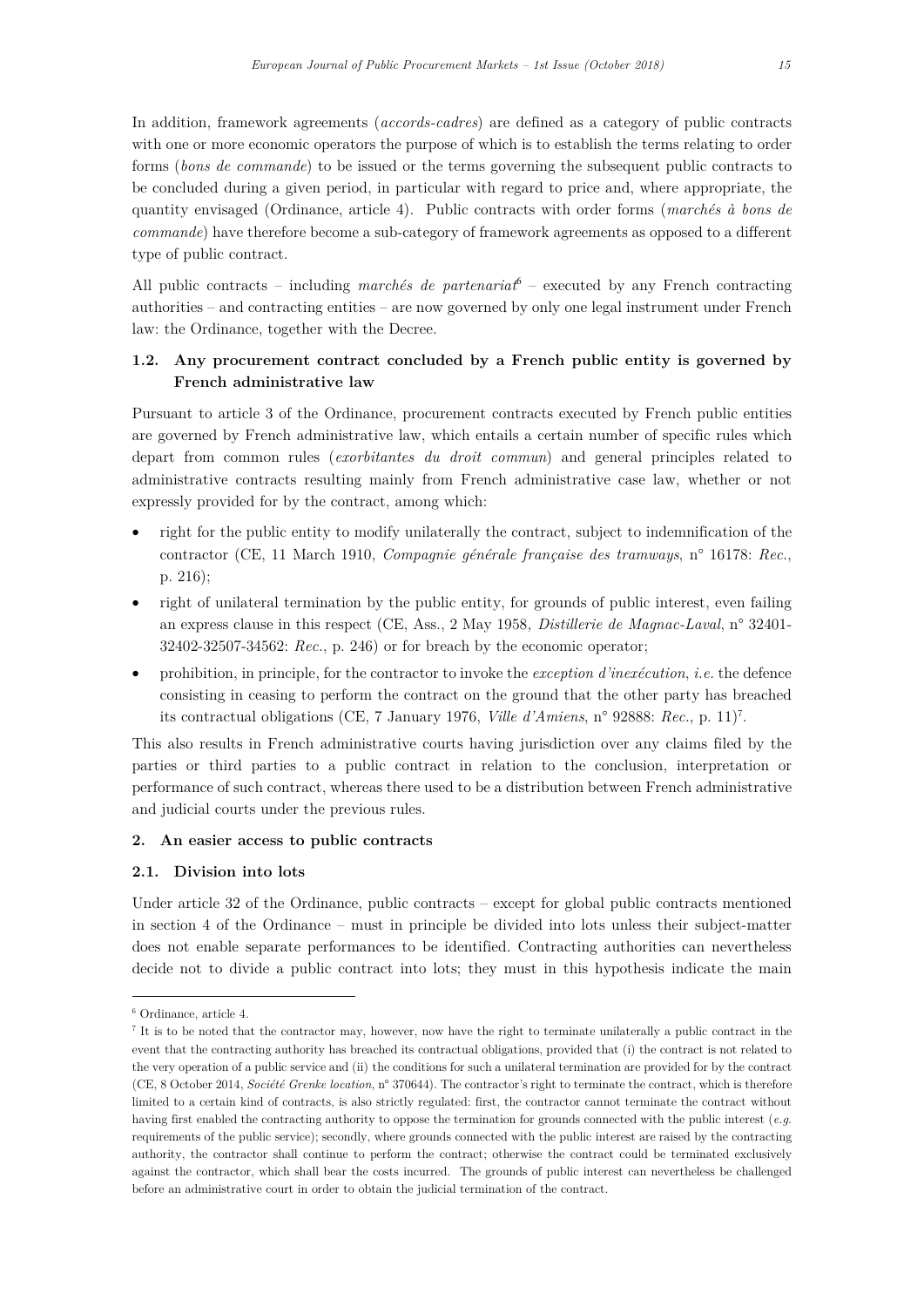In addition, framework agreements (*accords-cadres*) are defined as a category of public contracts with one or more economic operators the purpose of which is to establish the terms relating to order forms (*bons de commande*) to be issued or the terms governing the subsequent public contracts to be concluded during a given period, in particular with regard to price and, where appropriate, the quantity envisaged (Ordinance, article 4). Public contracts with order forms (*marchés à bons de commande*) have therefore become a sub-category of framework agreements as opposed to a different type of public contract.

All public contracts – including *marchés de partenariat*[6] – executed by any French contracting authorities – and contracting entities – are now governed by only one legal instrument under French law: the Ordinance, together with the Decree.

### 1.2. Any procurement contract concluded by a French public entity is governed by French administrative law

Pursuant to article 3 of the Ordinance, procurement contracts executed by French public entities are governed by French administrative law, which entails a certain number of specific rules which depart from common rules (*exorbitantes du droit commun*) and general principles related to administrative contracts resulting mainly from French administrative case law, whether or not expressly provided for by the contract, among which:

- right for the public entity to modify unilaterally the contract, subject to indemnification of the contractor (CE, 11 March 1910, *Compagnie générale française des tramways*, n° 16178: *Rec.*, p. 216);
- right of unilateral termination by the public entity, for grounds of public interest, even failing an express clause in this respect (CE, Ass., 2 May 1958, *Distillerie de Magnac-Laval*, n° 32401-32402-32507-34562: *Rec.*, p. 246) or for breach by the economic operator;
- prohibition, in principle, for the contractor to invoke the *exception d'inexécution*, *i.e.* the defence consisting in ceasing to perform the contract on the ground that the other party has breached its contractual obligations (CE, 7 January 1976, *Ville d'Amiens*, n° 92888: *Rec.*, p. 11)[7].

This also results in French administrative courts having jurisdiction over any claims filed by the parties or third parties to a public contract in relation to the conclusion, interpretation or performance of such contract, whereas there used to be a distribution between French administrative and judicial courts under the previous rules.

## 2. An easier access to public contracts

### 2.1. Division into lots

Under article 32 of the Ordinance, public contracts – except for global public contracts mentioned in section 4 of the Ordinance – must in principle be divided into lots unless their subject-matter does not enable separate performances to be identified. Contracting authorities can nevertheless decide not to divide a public contract into lots; they must in this hypothesis indicate the main

---

[6] Ordinance, article 4.

[7] It is to be noted that the contractor may, however, now have the right to terminate unilaterally a public contract in the event that the contracting authority has breached its contractual obligations, provided that (i) the contract is not related to the very operation of a public service and (ii) the conditions for such a unilateral termination are provided for by the contract (CE, 8 October 2014, *Société Grenke location*, n° 370644). The contractor's right to terminate the contract, which is therefore limited to a certain kind of contracts, is also strictly regulated: first, the contractor cannot terminate the contract without having first enabled the contracting authority to oppose the termination for grounds connected with the public interest (*e.g.* requirements of the public service); secondly, where grounds connected with the public interest are raised by the contracting authority, the contractor shall continue to perform the contract; otherwise the contract could be terminated exclusively against the contractor, which shall bear the costs incurred. The grounds of public interest can nevertheless be challenged before an administrative court in order to obtain the judicial termination of the contract.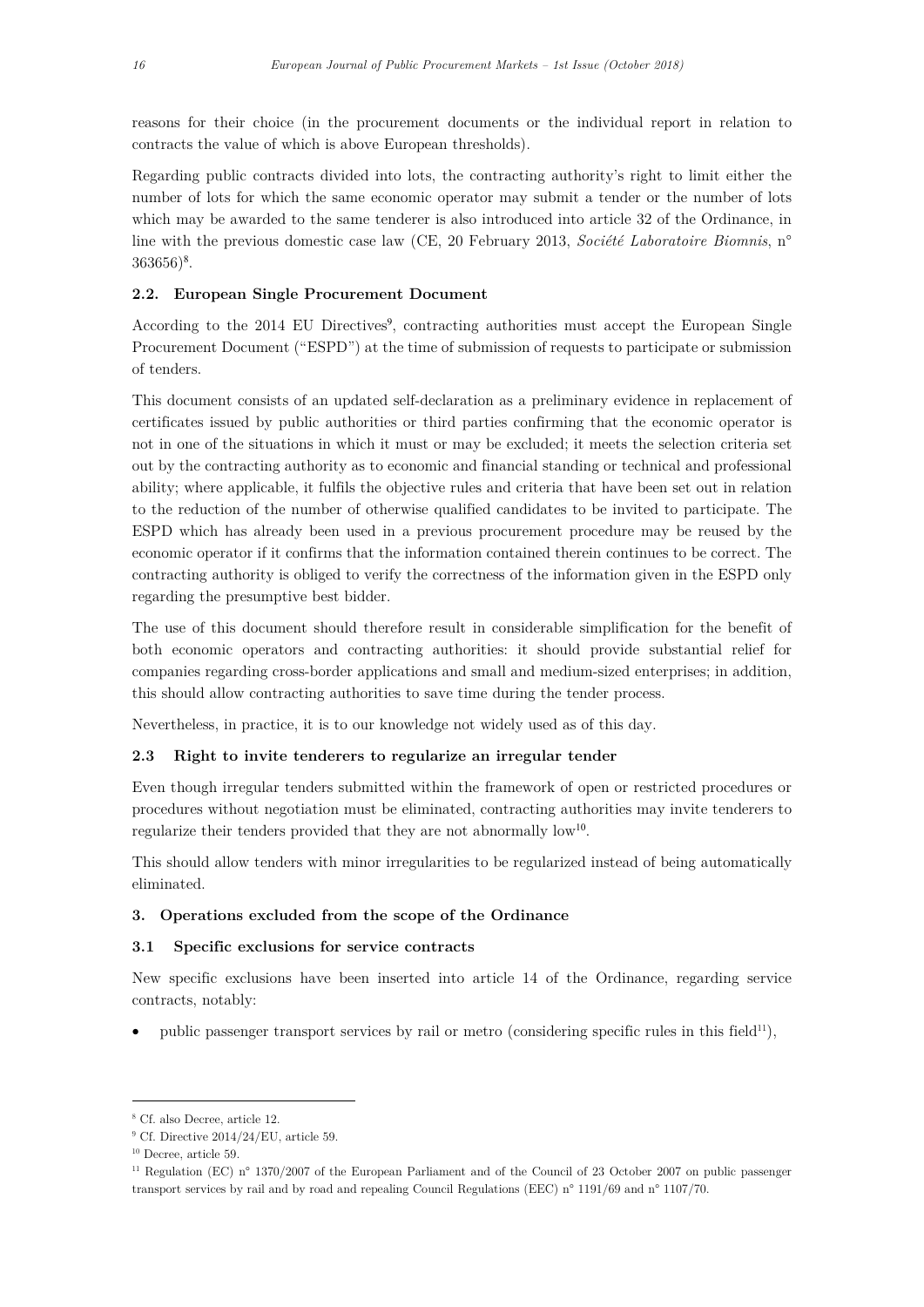reasons for their choice (in the procurement documents or the individual report in relation to contracts the value of which is above European thresholds).

Regarding public contracts divided into lots, the contracting authority's right to limit either the number of lots for which the same economic operator may submit a tender or the number of lots which may be awarded to the same tenderer is also introduced into article 32 of the Ordinance, in line with the previous domestic case law (CE, 20 February 2013, *Société Laboratoire Biomnis*, n° 363656)[8].

### 2.2. European Single Procurement Document

According to the 2014 EU Directives[9], contracting authorities must accept the European Single Procurement Document ("ESPD") at the time of submission of requests to participate or submission of tenders.

This document consists of an updated self-declaration as a preliminary evidence in replacement of certificates issued by public authorities or third parties confirming that the economic operator is not in one of the situations in which it must or may be excluded; it meets the selection criteria set out by the contracting authority as to economic and financial standing or technical and professional ability; where applicable, it fulfils the objective rules and criteria that have been set out in relation to the reduction of the number of otherwise qualified candidates to be invited to participate. The ESPD which has already been used in a previous procurement procedure may be reused by the economic operator if it confirms that the information contained therein continues to be correct. The contracting authority is obliged to verify the correctness of the information given in the ESPD only regarding the presumptive best bidder.

The use of this document should therefore result in considerable simplification for the benefit of both economic operators and contracting authorities: it should provide substantial relief for companies regarding cross-border applications and small and medium-sized enterprises; in addition, this should allow contracting authorities to save time during the tender process.

Nevertheless, in practice, it is to our knowledge not widely used as of this day.

### 2.3 Right to invite tenderers to regularize an irregular tender

Even though irregular tenders submitted within the framework of open or restricted procedures or procedures without negotiation must be eliminated, contracting authorities may invite tenderers to regularize their tenders provided that they are not abnormally low[10].

This should allow tenders with minor irregularities to be regularized instead of being automatically eliminated.

## 3. Operations excluded from the scope of the Ordinance

### 3.1 Specific exclusions for service contracts

New specific exclusions have been inserted into article 14 of the Ordinance, regarding service contracts, notably:

- public passenger transport services by rail or metro (considering specific rules in this field[11]),

---

[8] Cf. also Decree, article 12.

[9] Cf. Directive 2014/24/EU, article 59.

[10] Decree, article 59.

[11] Regulation (EC) n° 1370/2007 of the European Parliament and of the Council of 23 October 2007 on public passenger transport services by rail and by road and repealing Council Regulations (EEC) n° 1191/69 and n° 1107/70.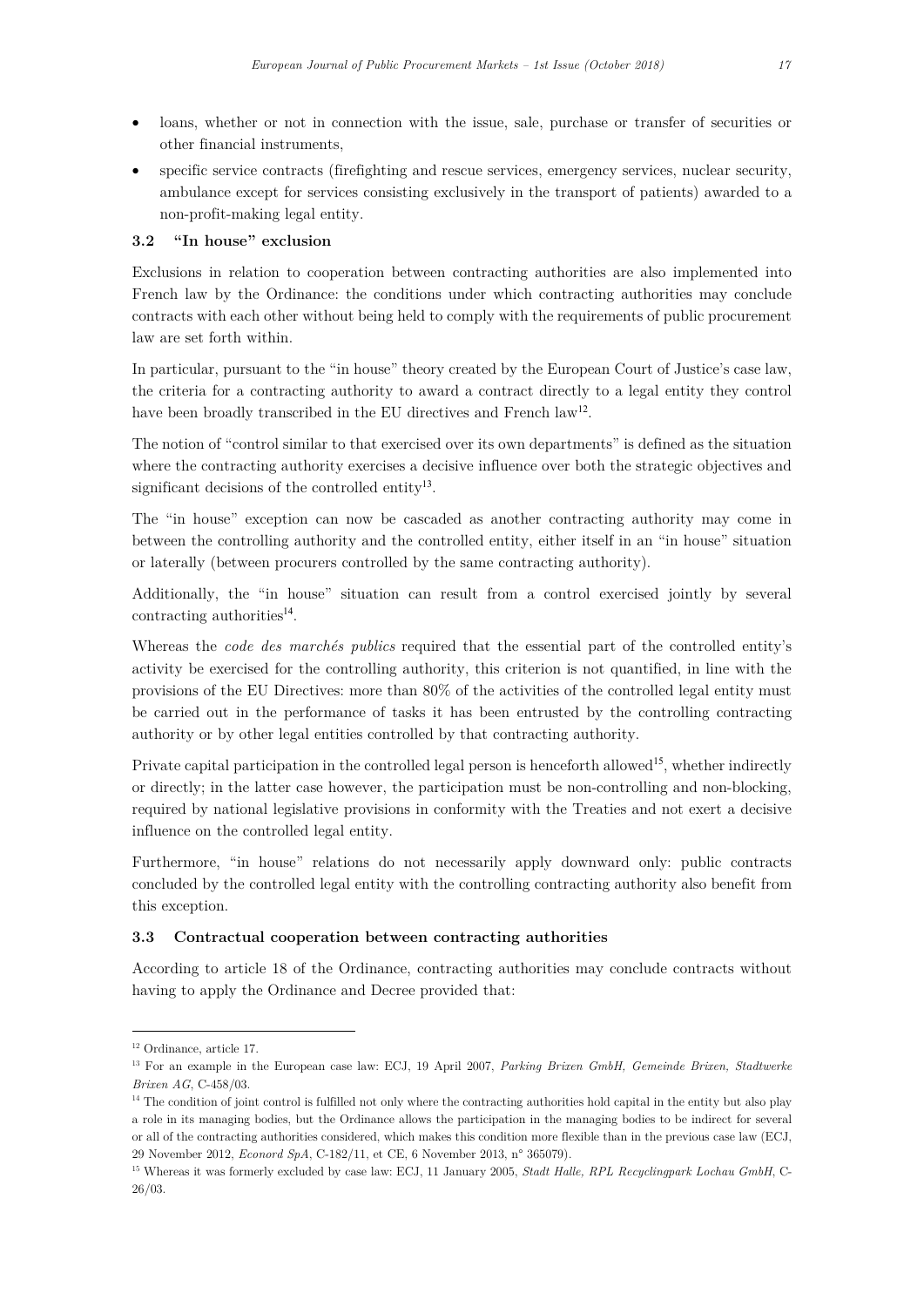- loans, whether or not in connection with the issue, sale, purchase or transfer of securities or other financial instruments,
- specific service contracts (firefighting and rescue services, emergency services, nuclear security, ambulance except for services consisting exclusively in the transport of patients) awarded to a non-profit-making legal entity.

### 3.2 "In house" exclusion

Exclusions in relation to cooperation between contracting authorities are also implemented into French law by the Ordinance: the conditions under which contracting authorities may conclude contracts with each other without being held to comply with the requirements of public procurement law are set forth within.

In particular, pursuant to the "in house" theory created by the European Court of Justice's case law, the criteria for a contracting authority to award a contract directly to a legal entity they control have been broadly transcribed in the EU directives and French law[12].

The notion of "control similar to that exercised over its own departments" is defined as the situation where the contracting authority exercises a decisive influence over both the strategic objectives and significant decisions of the controlled entity[13].

The "in house" exception can now be cascaded as another contracting authority may come in between the controlling authority and the controlled entity, either itself in an "in house" situation or laterally (between procurers controlled by the same contracting authority).

Additionally, the "in house" situation can result from a control exercised jointly by several contracting authorities[14].

Whereas the *code des marchés publics* required that the essential part of the controlled entity's activity be exercised for the controlling authority, this criterion is not quantified, in line with the provisions of the EU Directives: more than 80% of the activities of the controlled legal entity must be carried out in the performance of tasks it has been entrusted by the controlling contracting authority or by other legal entities controlled by that contracting authority.

Private capital participation in the controlled legal person is henceforth allowed[15], whether indirectly or directly; in the latter case however, the participation must be non-controlling and non-blocking, required by national legislative provisions in conformity with the Treaties and not exert a decisive influence on the controlled legal entity.

Furthermore, "in house" relations do not necessarily apply downward only: public contracts concluded by the controlled legal entity with the controlling contracting authority also benefit from this exception.

### 3.3 Contractual cooperation between contracting authorities

According to article 18 of the Ordinance, contracting authorities may conclude contracts without having to apply the Ordinance and Decree provided that:

---

[12] Ordinance, article 17.

[13] For an example in the European case law: ECJ, 19 April 2007, *Parking Brixen GmbH, Gemeinde Brixen, Stadtwerke Brixen AG*, C-458/03.

[14] The condition of joint control is fulfilled not only where the contracting authorities hold capital in the entity but also play a role in its managing bodies, but the Ordinance allows the participation in the managing bodies to be indirect for several or all of the contracting authorities considered, which makes this condition more flexible than in the previous case law (ECJ, 29 November 2012, *Econord SpA*, C-182/11, et CE, 6 November 2013, n° 365079).

[15] Whereas it was formerly excluded by case law: ECJ, 11 January 2005, *Stadt Halle, RPL Recyclingpark Lochau GmbH*, C-26/03.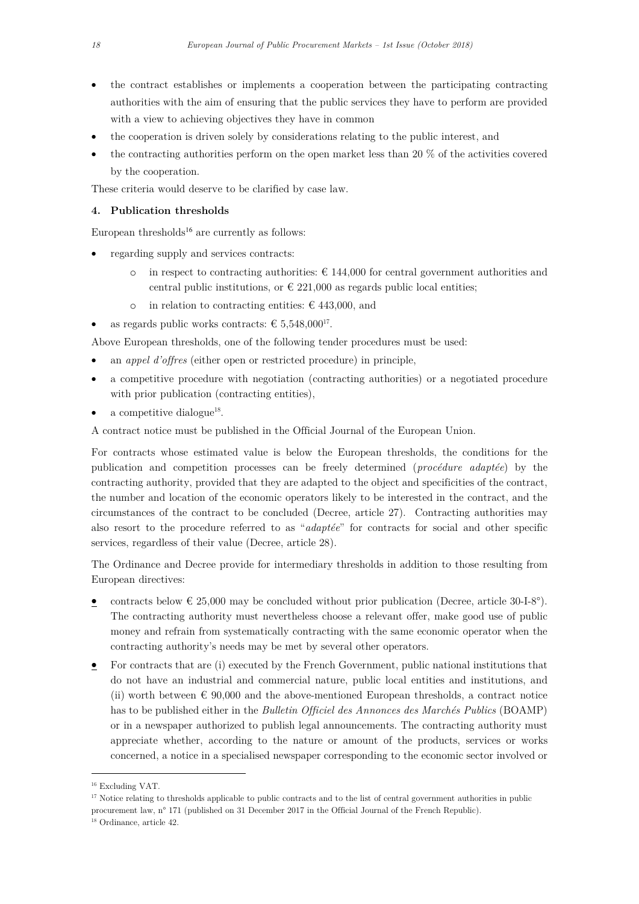- the contract establishes or implements a cooperation between the participating contracting authorities with the aim of ensuring that the public services they have to perform are provided with a view to achieving objectives they have in common
- the cooperation is driven solely by considerations relating to the public interest, and
- the contracting authorities perform on the open market less than 20 % of the activities covered by the cooperation.

These criteria would deserve to be clarified by case law.

### 4. Publication thresholds

European thresholds[16] are currently as follows:

- regarding supply and services contracts:
  - in respect to contracting authorities: € 144,000 for central government authorities and central public institutions, or € 221,000 as regards public local entities;
  - in relation to contracting entities: € 443,000, and
- as regards public works contracts: € 5,548,000[17].

Above European thresholds, one of the following tender procedures must be used:

- an *appel d'offres* (either open or restricted procedure) in principle,
- a competitive procedure with negotiation (contracting authorities) or a negotiated procedure with prior publication (contracting entities),
- a competitive dialogue[18].

A contract notice must be published in the Official Journal of the European Union.

For contracts whose estimated value is below the European thresholds, the conditions for the publication and competition processes can be freely determined (*procédure adaptée*) by the contracting authority, provided that they are adapted to the object and specificities of the contract, the number and location of the economic operators likely to be interested in the contract, and the circumstances of the contract to be concluded (Decree, article 27). Contracting authorities may also resort to the procedure referred to as "*adaptée*" for contracts for social and other specific services, regardless of their value (Decree, article 28).

The Ordinance and Decree provide for intermediary thresholds in addition to those resulting from European directives:

- contracts below € 25,000 may be concluded without prior publication (Decree, article 30-I-8°). The contracting authority must nevertheless choose a relevant offer, make good use of public money and refrain from systematically contracting with the same economic operator when the contracting authority's needs may be met by several other operators.
- For contracts that are (i) executed by the French Government, public national institutions that do not have an industrial and commercial nature, public local entities and institutions, and (ii) worth between € 90,000 and the above-mentioned European thresholds, a contract notice has to be published either in the *Bulletin Officiel des Annonces des Marchés Publics* (BOAMP) or in a newspaper authorized to publish legal announcements. The contracting authority must appreciate whether, according to the nature or amount of the products, services or works concerned, a notice in a specialised newspaper corresponding to the economic sector involved or

---

[16] Excluding VAT.

[17] Notice relating to thresholds applicable to public contracts and to the list of central government authorities in public procurement law, n° 171 (published on 31 December 2017 in the Official Journal of the French Republic).

[18] Ordinance, article 42.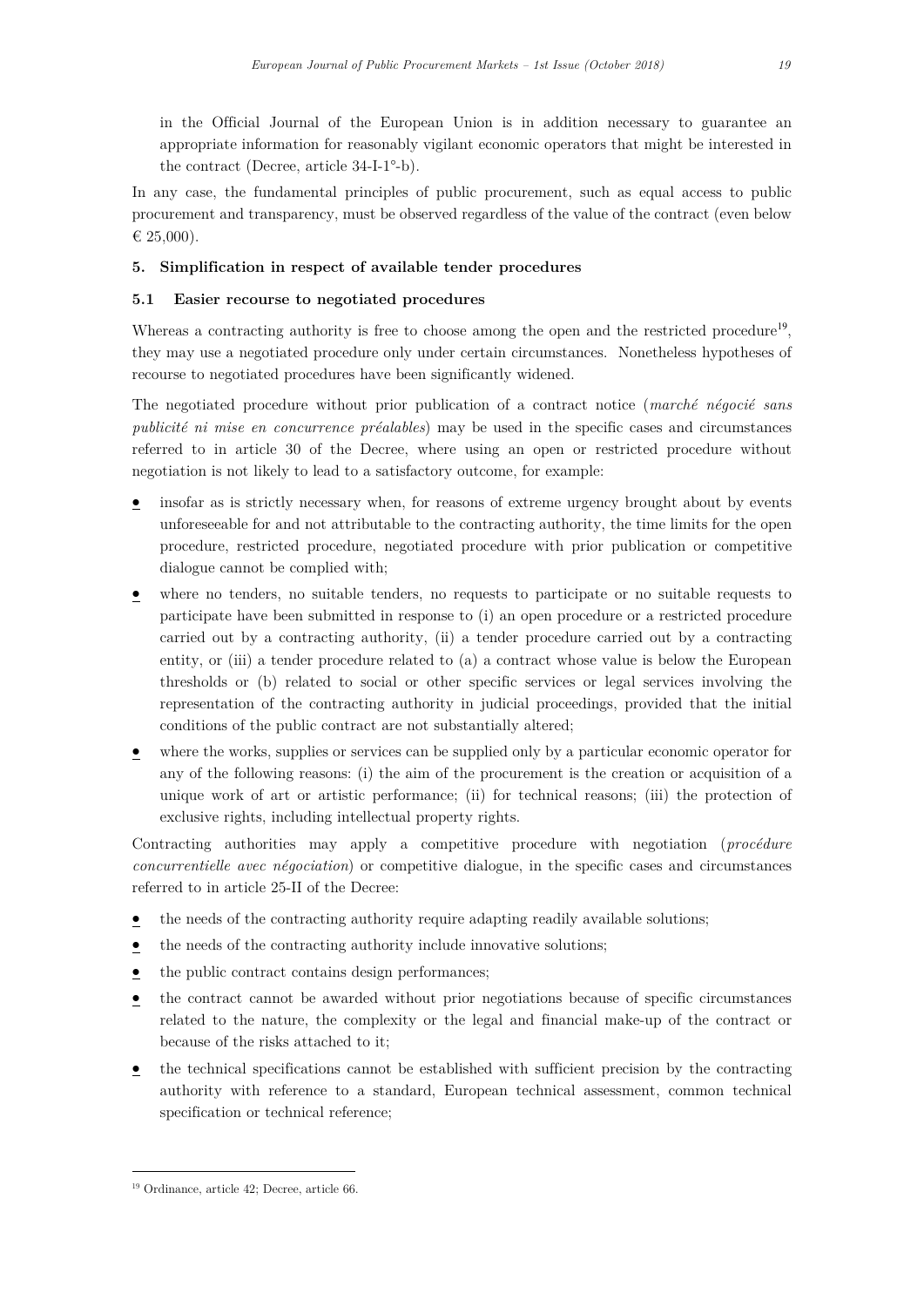in the Official Journal of the European Union is in addition necessary to guarantee an appropriate information for reasonably vigilant economic operators that might be interested in the contract (Decree, article 34-I-1°-b).

In any case, the fundamental principles of public procurement, such as equal access to public procurement and transparency, must be observed regardless of the value of the contract (even below € 25,000).

## 5. Simplification in respect of available tender procedures

### 5.1 Easier recourse to negotiated procedures

Whereas a contracting authority is free to choose among the open and the restricted procedure[19], they may use a negotiated procedure only under certain circumstances. Nonetheless hypotheses of recourse to negotiated procedures have been significantly widened.

The negotiated procedure without prior publication of a contract notice (*marché négocié sans publicité ni mise en concurrence préalables*) may be used in the specific cases and circumstances referred to in article 30 of the Decree, where using an open or restricted procedure without negotiation is not likely to lead to a satisfactory outcome, for example:

- insofar as is strictly necessary when, for reasons of extreme urgency brought about by events unforeseeable for and not attributable to the contracting authority, the time limits for the open procedure, restricted procedure, negotiated procedure with prior publication or competitive dialogue cannot be complied with;
- where no tenders, no suitable tenders, no requests to participate or no suitable requests to participate have been submitted in response to (i) an open procedure or a restricted procedure carried out by a contracting authority, (ii) a tender procedure carried out by a contracting entity, or (iii) a tender procedure related to (a) a contract whose value is below the European thresholds or (b) related to social or other specific services or legal services involving the representation of the contracting authority in judicial proceedings, provided that the initial conditions of the public contract are not substantially altered;
- where the works, supplies or services can be supplied only by a particular economic operator for any of the following reasons: (i) the aim of the procurement is the creation or acquisition of a unique work of art or artistic performance; (ii) for technical reasons; (iii) the protection of exclusive rights, including intellectual property rights.

Contracting authorities may apply a competitive procedure with negotiation (*procédure concurrentielle avec négociation*) or competitive dialogue, in the specific cases and circumstances referred to in article 25-II of the Decree:

- the needs of the contracting authority require adapting readily available solutions;
- the needs of the contracting authority include innovative solutions;
- the public contract contains design performances;
- the contract cannot be awarded without prior negotiations because of specific circumstances related to the nature, the complexity or the legal and financial make-up of the contract or because of the risks attached to it;
- the technical specifications cannot be established with sufficient precision by the contracting authority with reference to a standard, European technical assessment, common technical specification or technical reference;

[19] Ordinance, article 42; Decree, article 66.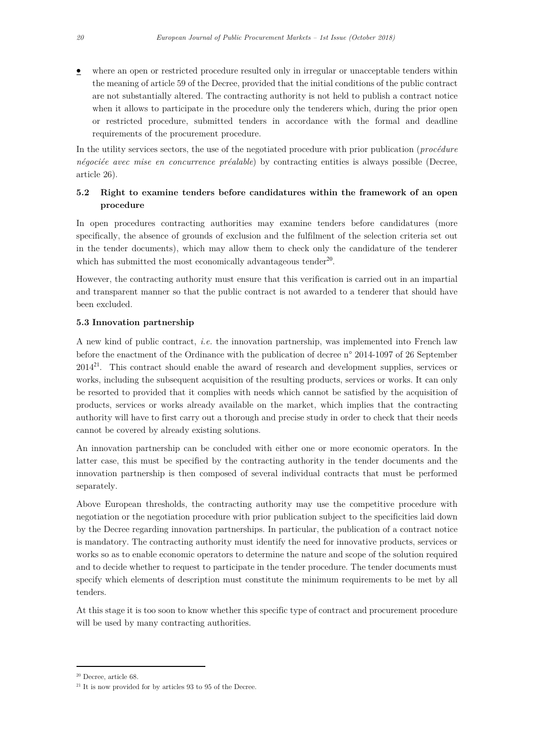- where an open or restricted procedure resulted only in irregular or unacceptable tenders within the meaning of article 59 of the Decree, provided that the initial conditions of the public contract are not substantially altered. The contracting authority is not held to publish a contract notice when it allows to participate in the procedure only the tenderers which, during the prior open or restricted procedure, submitted tenders in accordance with the formal and deadline requirements of the procurement procedure.

In the utility services sectors, the use of the negotiated procedure with prior publication (*procédure négociée avec mise en concurrence préalable*) by contracting entities is always possible (Decree, article 26).

### 5.2 Right to examine tenders before candidatures within the framework of an open procedure

In open procedures contracting authorities may examine tenders before candidatures (more specifically, the absence of grounds of exclusion and the fulfilment of the selection criteria set out in the tender documents), which may allow them to check only the candidature of the tenderer which has submitted the most economically advantageous tender[20].

However, the contracting authority must ensure that this verification is carried out in an impartial and transparent manner so that the public contract is not awarded to a tenderer that should have been excluded.

### 5.3 Innovation partnership

A new kind of public contract, *i.e.* the innovation partnership, was implemented into French law before the enactment of the Ordinance with the publication of decree n° 2014-1097 of 26 September 2014[21]. This contract should enable the award of research and development supplies, services or works, including the subsequent acquisition of the resulting products, services or works. It can only be resorted to provided that it complies with needs which cannot be satisfied by the acquisition of products, services or works already available on the market, which implies that the contracting authority will have to first carry out a thorough and precise study in order to check that their needs cannot be covered by already existing solutions.

An innovation partnership can be concluded with either one or more economic operators. In the latter case, this must be specified by the contracting authority in the tender documents and the innovation partnership is then composed of several individual contracts that must be performed separately.

Above European thresholds, the contracting authority may use the competitive procedure with negotiation or the negotiation procedure with prior publication subject to the specificities laid down by the Decree regarding innovation partnerships. In particular, the publication of a contract notice is mandatory. The contracting authority must identify the need for innovative products, services or works so as to enable economic operators to determine the nature and scope of the solution required and to decide whether to request to participate in the tender procedure. The tender documents must specify which elements of description must constitute the minimum requirements to be met by all tenders.

At this stage it is too soon to know whether this specific type of contract and procurement procedure will be used by many contracting authorities.

---

[20] Decree, article 68.

[21] It is now provided for by articles 93 to 95 of the Decree.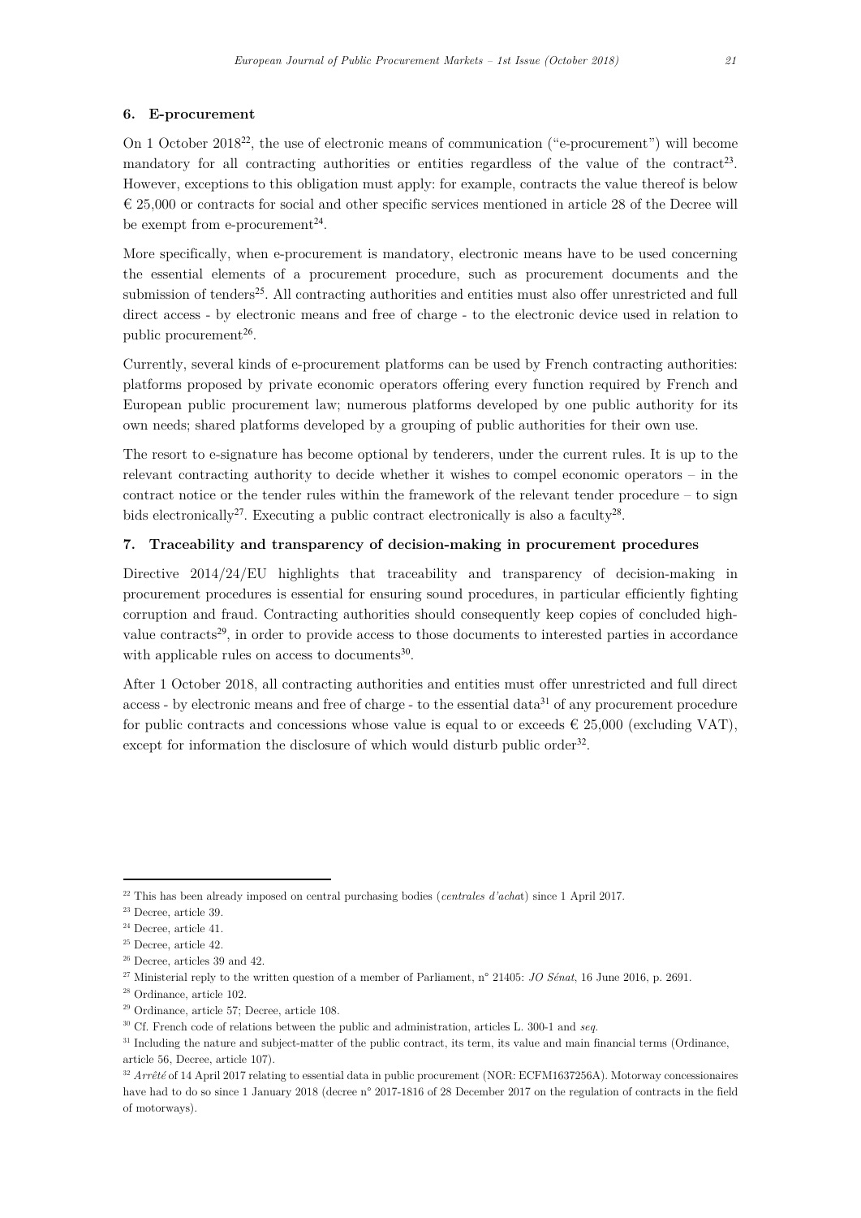## 6. E-procurement

On 1 October 2018[22], the use of electronic means of communication ("e-procurement") will become mandatory for all contracting authorities or entities regardless of the value of the contract[23]. However, exceptions to this obligation must apply: for example, contracts the value thereof is below € 25,000 or contracts for social and other specific services mentioned in article 28 of the Decree will be exempt from e-procurement[24].

More specifically, when e-procurement is mandatory, electronic means have to be used concerning the essential elements of a procurement procedure, such as procurement documents and the submission of tenders[25]. All contracting authorities and entities must also offer unrestricted and full direct access - by electronic means and free of charge - to the electronic device used in relation to public procurement[26].

Currently, several kinds of e-procurement platforms can be used by French contracting authorities: platforms proposed by private economic operators offering every function required by French and European public procurement law; numerous platforms developed by one public authority for its own needs; shared platforms developed by a grouping of public authorities for their own use.

The resort to e-signature has become optional by tenderers, under the current rules. It is up to the relevant contracting authority to decide whether it wishes to compel economic operators – in the contract notice or the tender rules within the framework of the relevant tender procedure – to sign bids electronically[27]. Executing a public contract electronically is also a faculty[28].

## 7. Traceability and transparency of decision-making in procurement procedures

Directive 2014/24/EU highlights that traceability and transparency of decision-making in procurement procedures is essential for ensuring sound procedures, in particular efficiently fighting corruption and fraud. Contracting authorities should consequently keep copies of concluded high-value contracts[29], in order to provide access to those documents to interested parties in accordance with applicable rules on access to documents[30].

After 1 October 2018, all contracting authorities and entities must offer unrestricted and full direct access - by electronic means and free of charge - to the essential data[31] of any procurement procedure for public contracts and concessions whose value is equal to or exceeds € 25,000 (excluding VAT), except for information the disclosure of which would disturb public order[32].

---

[22] This has been already imposed on central purchasing bodies (*centrales d'achat*) since 1 April 2017.

[23] Decree, article 39.

[24] Decree, article 41.

[25] Decree, article 42.

[26] Decree, articles 39 and 42.

[27] Ministerial reply to the written question of a member of Parliament, n° 21405: *JO Sénat*, 16 June 2016, p. 2691.

[28] Ordinance, article 102.

[29] Ordinance, article 57; Decree, article 108.

[30] Cf. French code of relations between the public and administration, articles L. 300-1 and *seq.*

[31] Including the nature and subject-matter of the public contract, its term, its value and main financial terms (Ordinance, article 56, Decree, article 107).

[32] *Arrêté* of 14 April 2017 relating to essential data in public procurement (NOR: ECFM1637256A). Motorway concessionaires have had to do so since 1 January 2018 (decree n° 2017-1816 of 28 December 2017 on the regulation of contracts in the field of motorways).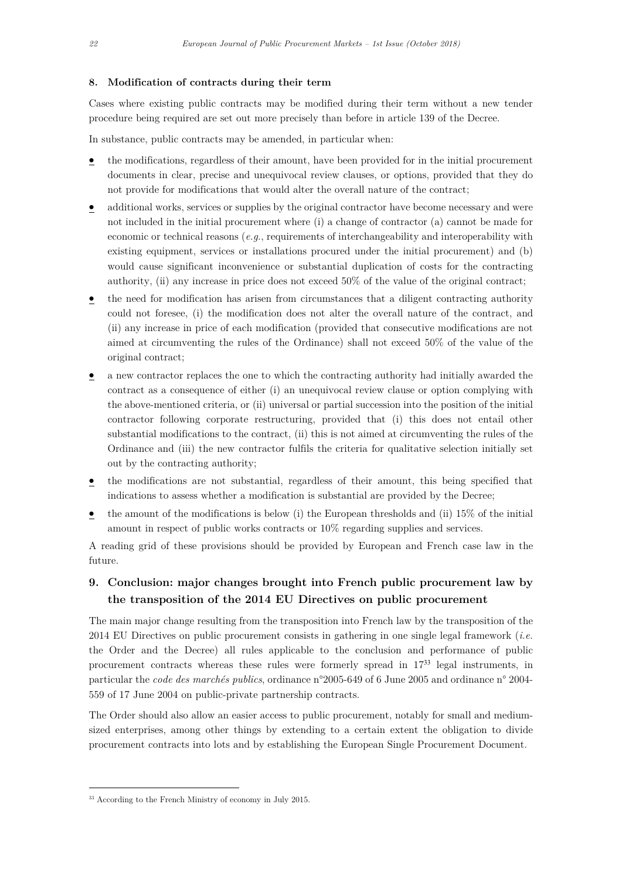## 8. Modification of contracts during their term

Cases where existing public contracts may be modified during their term without a new tender procedure being required are set out more precisely than before in article 139 of the Decree.

In substance, public contracts may be amended, in particular when:

- the modifications, regardless of their amount, have been provided for in the initial procurement documents in clear, precise and unequivocal review clauses, or options, provided that they do not provide for modifications that would alter the overall nature of the contract;
- additional works, services or supplies by the original contractor have become necessary and were not included in the initial procurement where (i) a change of contractor (a) cannot be made for economic or technical reasons (*e.g.*, requirements of interchangeability and interoperability with existing equipment, services or installations procured under the initial procurement) and (b) would cause significant inconvenience or substantial duplication of costs for the contracting authority, (ii) any increase in price does not exceed 50% of the value of the original contract;
- the need for modification has arisen from circumstances that a diligent contracting authority could not foresee, (i) the modification does not alter the overall nature of the contract, and (ii) any increase in price of each modification (provided that consecutive modifications are not aimed at circumventing the rules of the Ordinance) shall not exceed 50% of the value of the original contract;
- a new contractor replaces the one to which the contracting authority had initially awarded the contract as a consequence of either (i) an unequivocal review clause or option complying with the above-mentioned criteria, or (ii) universal or partial succession into the position of the initial contractor following corporate restructuring, provided that (i) this does not entail other substantial modifications to the contract, (ii) this is not aimed at circumventing the rules of the Ordinance and (iii) the new contractor fulfils the criteria for qualitative selection initially set out by the contracting authority;
- the modifications are not substantial, regardless of their amount, this being specified that indications to assess whether a modification is substantial are provided by the Decree;
- the amount of the modifications is below (i) the European thresholds and (ii) 15% of the initial amount in respect of public works contracts or 10% regarding supplies and services.

A reading grid of these provisions should be provided by European and French case law in the future.

## 9. Conclusion: major changes brought into French public procurement law by the transposition of the 2014 EU Directives on public procurement

The main major change resulting from the transposition into French law by the transposition of the 2014 EU Directives on public procurement consists in gathering in one single legal framework (*i.e.* the Order and the Decree) all rules applicable to the conclusion and performance of public procurement contracts whereas these rules were formerly spread in 17[33] legal instruments, in particular the *code des marchés publics*, ordinance n°2005-649 of 6 June 2005 and ordinance n° 2004-559 of 17 June 2004 on public-private partnership contracts.

The Order should also allow an easier access to public procurement, notably for small and medium-sized enterprises, among other things by extending to a certain extent the obligation to divide procurement contracts into lots and by establishing the European Single Procurement Document.

[33] According to the French Ministry of economy in July 2015.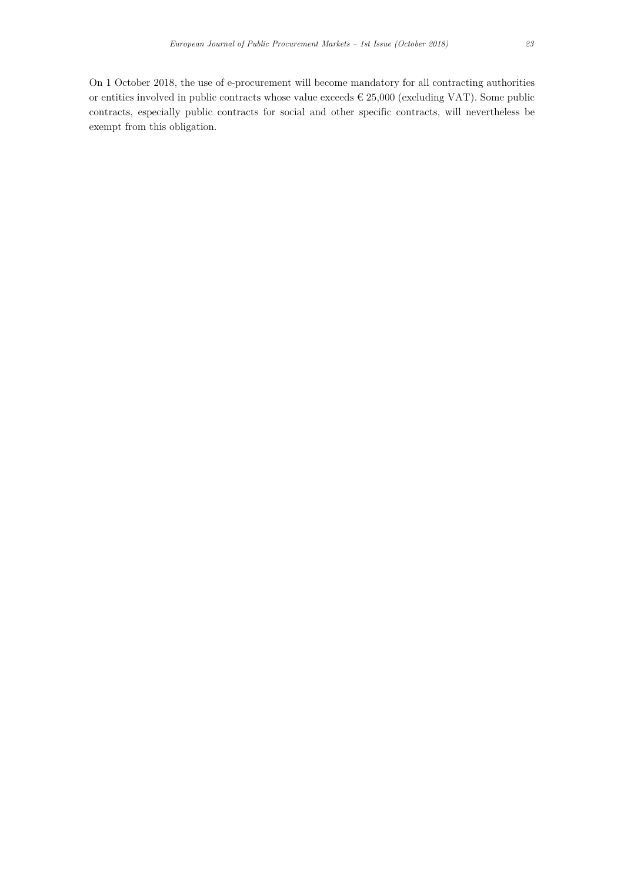On 1 October 2018, the use of e-procurement will become mandatory for all contracting authorities or entities involved in public contracts whose value exceeds € 25,000 (excluding VAT). Some public contracts, especially public contracts for social and other specific contracts, will nevertheless be exempt from this obligation.